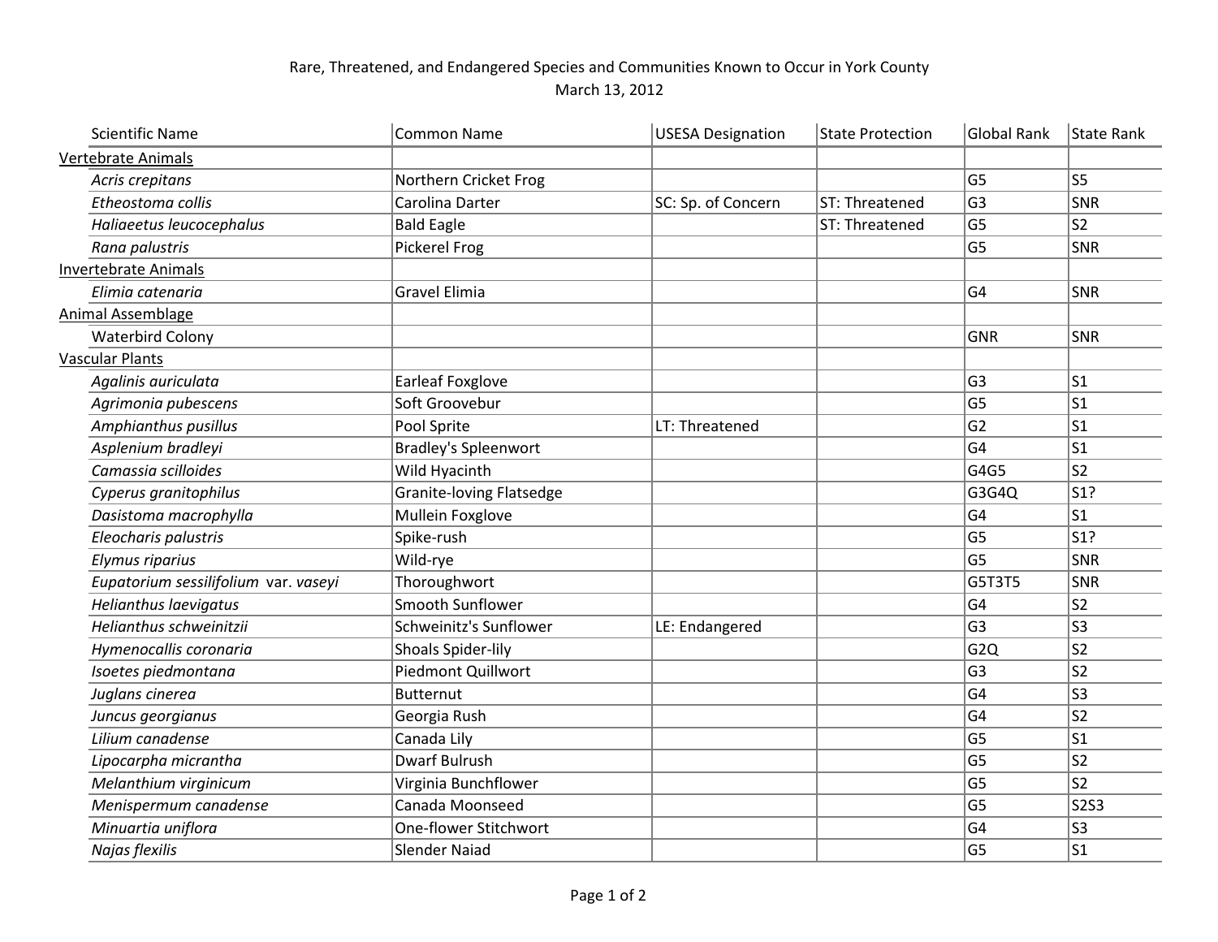# Rare, Threatened, and Endangered Species and Communities Known to Occur in York County

March 13, 2012

| Scientific Name | Common Name | USESA Designation | State Protection | Global Rank | State Rank |
|---|---|---|---|---|---|
| Vertebrate Animals | | | | | |
| *Acris crepitans* | Northern Cricket Frog | | | G5 | S5 |
| *Etheostoma collis* | Carolina Darter | SC: Sp. of Concern | ST: Threatened | G3 | SNR |
| *Haliaeetus leucocephalus* | Bald Eagle | | ST: Threatened | G5 | S2 |
| *Rana palustris* | Pickerel Frog | | | G5 | SNR |
| Invertebrate Animals | | | | | |
| *Elimia catenaria* | Gravel Elimia | | | G4 | SNR |
| Animal Assemblage | | | | | |
| Waterbird Colony | | | | GNR | SNR |
| Vascular Plants | | | | | |
| *Agalinis auriculata* | Earleaf Foxglove | | | G3 | S1 |
| *Agrimonia pubescens* | Soft Groovebur | | | G5 | S1 |
| *Amphianthus pusillus* | Pool Sprite | LT: Threatened | | G2 | S1 |
| *Asplenium bradleyi* | Bradley's Spleenwort | | | G4 | S1 |
| *Camassia scilloides* | Wild Hyacinth | | | G4G5 | S2 |
| *Cyperus granitophilus* | Granite-loving Flatsedge | | | G3G4Q | S1? |
| *Dasistoma macrophylla* | Mullein Foxglove | | | G4 | S1 |
| *Eleocharis palustris* | Spike-rush | | | G5 | S1? |
| *Elymus riparius* | Wild-rye | | | G5 | SNR |
| *Eupatorium sessilifolium* var. *vaseyi* | Thoroughwort | | | G5T3T5 | SNR |
| *Helianthus laevigatus* | Smooth Sunflower | | | G4 | S2 |
| *Helianthus schweinitzii* | Schweinitz's Sunflower | LE: Endangered | | G3 | S3 |
| *Hymenocallis coronaria* | Shoals Spider-lily | | | G2Q | S2 |
| *Isoetes piedmontana* | Piedmont Quillwort | | | G3 | S2 |
| *Juglans cinerea* | Butternut | | | G4 | S3 |
| *Juncus georgianus* | Georgia Rush | | | G4 | S2 |
| *Lilium canadense* | Canada Lily | | | G5 | S1 |
| *Lipocarpha micrantha* | Dwarf Bulrush | | | G5 | S2 |
| *Melanthium virginicum* | Virginia Bunchflower | | | G5 | S2 |
| *Menispermum canadense* | Canada Moonseed | | | G5 | S2S3 |
| *Minuartia uniflora* | One-flower Stitchwort | | | G4 | S3 |
| *Najas flexilis* | Slender Naiad | | | G5 | S1 |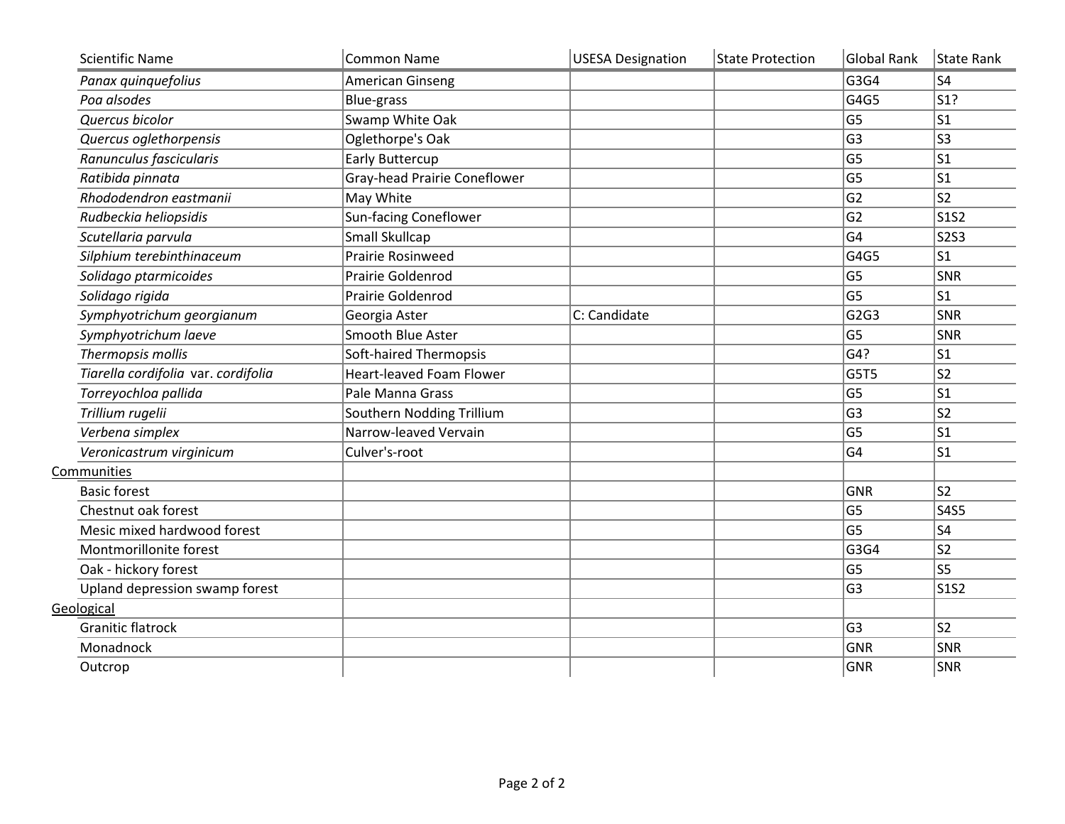| Scientific Name | Common Name | USESA Designation | State Protection | Global Rank | State Rank |
|---|---|---|---|---|---|
| *Panax quinquefolius* | American Ginseng | | | G3G4 | S4 |
| *Poa alsodes* | Blue-grass | | | G4G5 | S1? |
| *Quercus bicolor* | Swamp White Oak | | | G5 | S1 |
| *Quercus oglethorpensis* | Oglethorpe's Oak | | | G3 | S3 |
| *Ranunculus fascicularis* | Early Buttercup | | | G5 | S1 |
| *Ratibida pinnata* | Gray-head Prairie Coneflower | | | G5 | S1 |
| *Rhododendron eastmanii* | May White | | | G2 | S2 |
| *Rudbeckia heliopsidis* | Sun-facing Coneflower | | | G2 | S1S2 |
| *Scutellaria parvula* | Small Skullcap | | | G4 | S2S3 |
| *Silphium terebinthinaceum* | Prairie Rosinweed | | | G4G5 | S1 |
| *Solidago ptarmicoides* | Prairie Goldenrod | | | G5 | SNR |
| *Solidago rigida* | Prairie Goldenrod | | | G5 | S1 |
| *Symphyotrichum georgianum* | Georgia Aster | C: Candidate | | G2G3 | SNR |
| *Symphyotrichum laeve* | Smooth Blue Aster | | | G5 | SNR |
| *Thermopsis mollis* | Soft-haired Thermopsis | | | G4? | S1 |
| *Tiarella cordifolia* var. *cordifolia* | Heart-leaved Foam Flower | | | G5T5 | S2 |
| *Torreyochloa pallida* | Pale Manna Grass | | | G5 | S1 |
| *Trillium rugelii* | Southern Nodding Trillium | | | G3 | S2 |
| *Verbena simplex* | Narrow-leaved Vervain | | | G5 | S1 |
| *Veronicastrum virginicum* | Culver's-root | | | G4 | S1 |
| Communities | | | | | |
| Basic forest | | | | GNR | S2 |
| Chestnut oak forest | | | | G5 | S4S5 |
| Mesic mixed hardwood forest | | | | G5 | S4 |
| Montmorillonite forest | | | | G3G4 | S2 |
| Oak - hickory forest | | | | G5 | S5 |
| Upland depression swamp forest | | | | G3 | S1S2 |
| Geological | | | | | |
| Granitic flatrock | | | | G3 | S2 |
| Monadnock | | | | GNR | SNR |
| Outcrop | | | | GNR | SNR |